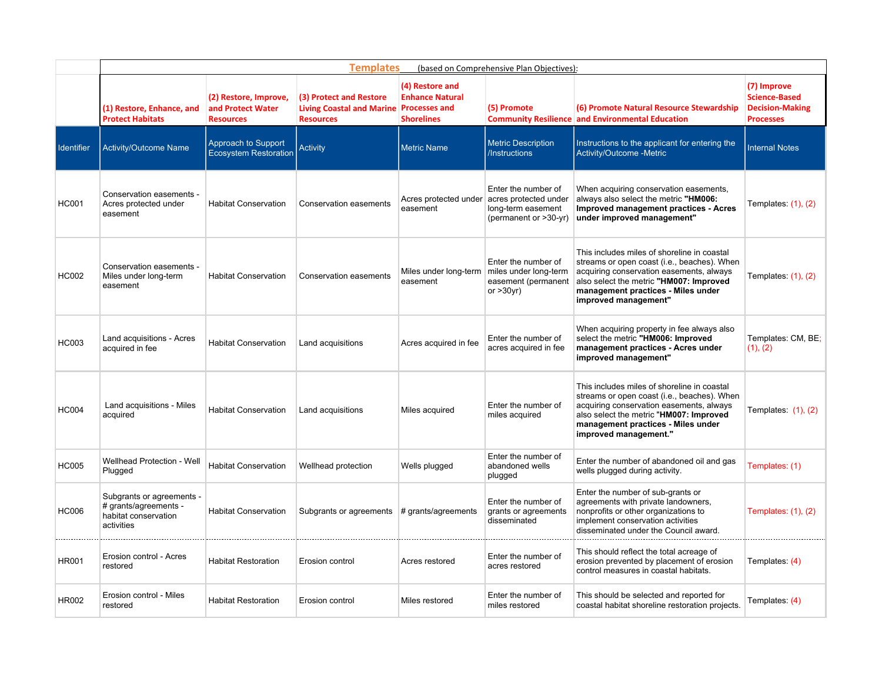| | **Templates** (based on Comprehensive Plan Objectives): | | | | | | |
|---|---|---|---|---|---|---|---|
| | **(1) Restore, Enhance, and Protect Habitats** | **(2) Restore, Improve, and Protect Water Resources** | **(3) Protect and Restore Living Coastal and Marine Resources** | **(4) Restore and Enhance Natural Processes and Shorelines** | **(5) Promote Community Resilience** | **(6) Promote Natural Resource Stewardship and Environmental Education** | **(7) Improve Science-Based Decision-Making Processes** |
| Identifier | Activity/Outcome Name | Approach to Support Ecosystem Restoration | Activity | Metric Name | Metric Description /Instructions | Instructions to the applicant for entering the Activity/Outcome -Metric | Internal Notes |
| HC001 | Conservation easements - Acres protected under easement | Habitat Conservation | Conservation easements | Acres protected under easement | Enter the number of acres protected under long-term easement (permanent or >30-yr) | When acquiring conservation easements, always also select the metric **"HM006: Improved management practices - Acres under improved management"** | Templates: (1), (2) |
| HC002 | Conservation easements - Miles under long-term easement | Habitat Conservation | Conservation easements | Miles under long-term easement | Enter the number of miles under long-term easement (permanent or >30yr) | This includes miles of shoreline in coastal streams or open coast (i.e., beaches). When acquiring conservation easements, always also select the metric **"HM007: Improved management practices - Miles under improved management"** | Templates: (1), (2) |
| HC003 | Land acquisitions - Acres acquired in fee | Habitat Conservation | Land acquisitions | Acres acquired in fee | Enter the number of acres acquired in fee | When acquiring property in fee always also select the metric **"HM006: Improved management practices - Acres under improved management"** | Templates: CM, BE; (1), (2) |
| HC004 | Land acquisitions - Miles acquired | Habitat Conservation | Land acquisitions | Miles acquired | Enter the number of miles acquired | This includes miles of shoreline in coastal streams or open coast (i.e., beaches). When acquiring conservation easements, always also select the metric **"HM007: Improved management practices - Miles under improved management."** | Templates: (1), (2) |
| HC005 | Wellhead Protection - Well Plugged | Habitat Conservation | Wellhead protection | Wells plugged | Enter the number of abandoned wells plugged | Enter the number of abandoned oil and gas wells plugged during activity. | Templates: (1) |
| HC006 | Subgrants or agreements - # grants/agreements - habitat conservation activities | Habitat Conservation | Subgrants or agreements | # grants/agreements | Enter the number of grants or agreements disseminated | Enter the number of sub-grants or agreements with private landowners, nonprofits or other organizations to implement conservation activities disseminated under the Council award. | Templates: (1), (2) |
| HR001 | Erosion control - Acres restored | Habitat Restoration | Erosion control | Acres restored | Enter the number of acres restored | This should reflect the total acreage of erosion prevented by placement of erosion control measures in coastal habitats. | Templates: (4) |
| HR002 | Erosion control - Miles restored | Habitat Restoration | Erosion control | Miles restored | Enter the number of miles restored | This should be selected and reported for coastal habitat shoreline restoration projects. | Templates: (4) |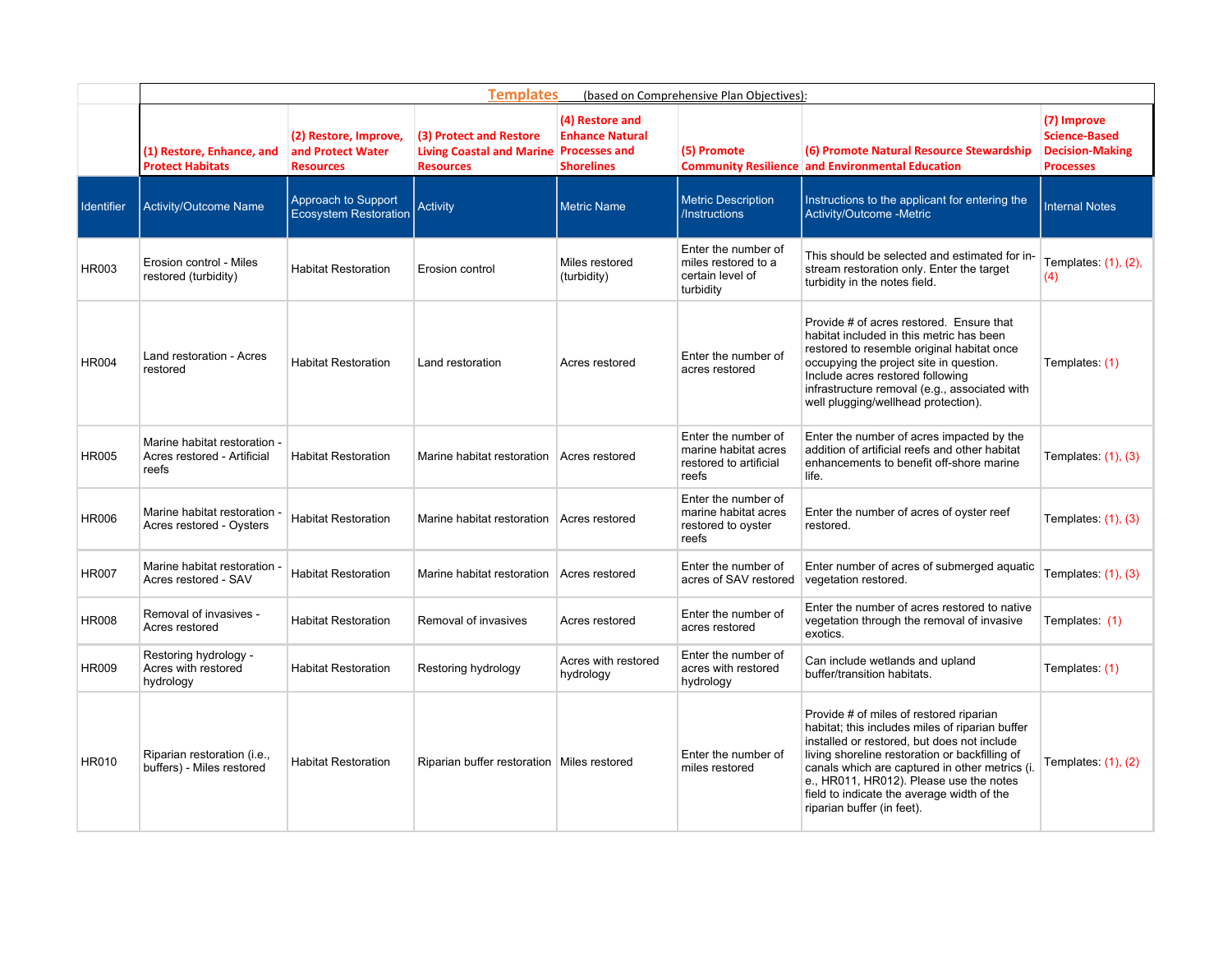| | **Templates** (based on Comprehensive Plan Objectives): | | | | | | |
|---|---|---|---|---|---|---|---|
| | **(1) Restore, Enhance, and Protect Habitats** | **(2) Restore, Improve, and Protect Water Resources** | **(3) Protect and Restore Living Coastal and Marine Resources** | **(4) Restore and Enhance Natural Processes and Shorelines** | **(5) Promote Community Resilience** | **(6) Promote Natural Resource Stewardship and Environmental Education** | **(7) Improve Science-Based Decision-Making Processes** |
| Identifier | Activity/Outcome Name | Approach to Support Ecosystem Restoration | Activity | Metric Name | Metric Description /Instructions | Instructions to the applicant for entering the Activity/Outcome -Metric | Internal Notes |
| HR003 | Erosion control - Miles restored (turbidity) | Habitat Restoration | Erosion control | Miles restored (turbidity) | Enter the number of miles restored to a certain level of turbidity | This should be selected and estimated for in-stream restoration only. Enter the target turbidity in the notes field. | Templates: (1), (2), (4) |
| HR004 | Land restoration - Acres restored | Habitat Restoration | Land restoration | Acres restored | Enter the number of acres restored | Provide # of acres restored. Ensure that habitat included in this metric has been restored to resemble original habitat once occupying the project site in question. Include acres restored following infrastructure removal (e.g., associated with well plugging/wellhead protection). | Templates: (1) |
| HR005 | Marine habitat restoration - Acres restored - Artificial reefs | Habitat Restoration | Marine habitat restoration | Acres restored | Enter the number of marine habitat acres restored to artificial reefs | Enter the number of acres impacted by the addition of artificial reefs and other habitat enhancements to benefit off-shore marine life. | Templates: (1), (3) |
| HR006 | Marine habitat restoration - Acres restored - Oysters | Habitat Restoration | Marine habitat restoration | Acres restored | Enter the number of marine habitat acres restored to oyster reefs | Enter the number of acres of oyster reef restored. | Templates: (1), (3) |
| HR007 | Marine habitat restoration - Acres restored - SAV | Habitat Restoration | Marine habitat restoration | Acres restored | Enter the number of acres of SAV restored | Enter number of acres of submerged aquatic vegetation restored. | Templates: (1), (3) |
| HR008 | Removal of invasives - Acres restored | Habitat Restoration | Removal of invasives | Acres restored | Enter the number of acres restored | Enter the number of acres restored to native vegetation through the removal of invasive exotics. | Templates: (1) |
| HR009 | Restoring hydrology - Acres with restored hydrology | Habitat Restoration | Restoring hydrology | Acres with restored hydrology | Enter the number of acres with restored hydrology | Can include wetlands and upland buffer/transition habitats. | Templates: (1) |
| HR010 | Riparian restoration (i.e., buffers) - Miles restored | Habitat Restoration | Riparian buffer restoration | Miles restored | Enter the number of miles restored | Provide # of miles of restored riparian habitat; this includes miles of riparian buffer installed or restored, but does not include living shoreline restoration or backfilling of canals which are captured in other metrics (i. e., HR011, HR012). Please use the notes field to indicate the average width of the riparian buffer (in feet). | Templates: (1), (2) |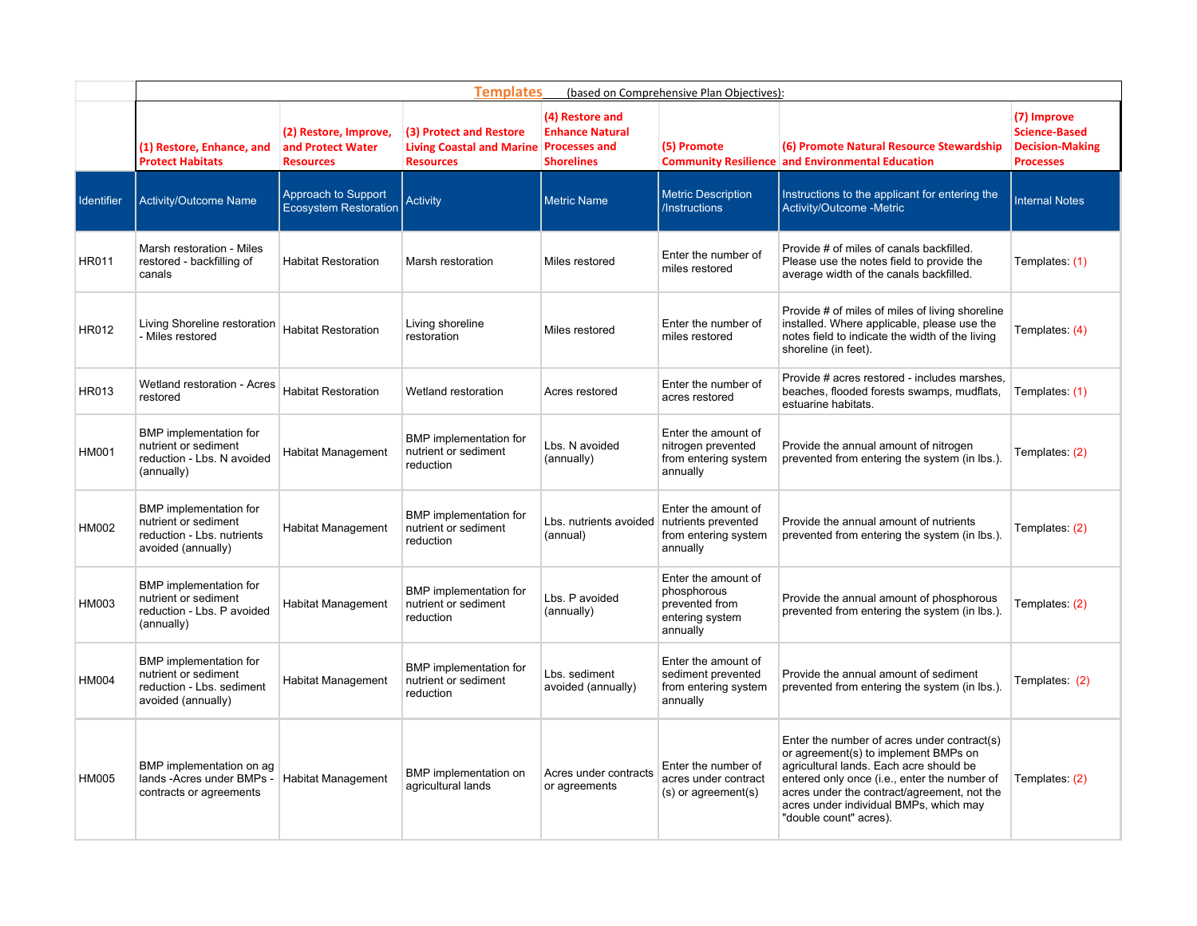| | **Templates** (based on Comprehensive Plan Objectives): | | | | | | |
|---|---|---|---|---|---|---|---|
| | **(1) Restore, Enhance, and Protect Habitats** | **(2) Restore, Improve, and Protect Water Resources** | **(3) Protect and Restore Living Coastal and Marine Resources** | **(4) Restore and Enhance Natural Processes and Shorelines** | **(5) Promote Community Resilience** | **(6) Promote Natural Resource Stewardship and Environmental Education** | **(7) Improve Science-Based Decision-Making Processes** |
| Identifier | Activity/Outcome Name | Approach to Support Ecosystem Restoration | Activity | Metric Name | Metric Description /Instructions | Instructions to the applicant for entering the Activity/Outcome -Metric | Internal Notes |
| HR011 | Marsh restoration - Miles restored - backfilling of canals | Habitat Restoration | Marsh restoration | Miles restored | Enter the number of miles restored | Provide # of miles of canals backfilled. Please use the notes field to provide the average width of the canals backfilled. | Templates: (1) |
| HR012 | Living Shoreline restoration - Miles restored | Habitat Restoration | Living shoreline restoration | Miles restored | Enter the number of miles restored | Provide # of miles of miles of living shoreline installed. Where applicable, please use the notes field to indicate the width of the living shoreline (in feet). | Templates: (4) |
| HR013 | Wetland restoration - Acres restored | Habitat Restoration | Wetland restoration | Acres restored | Enter the number of acres restored | Provide # acres restored - includes marshes, beaches, flooded forests swamps, mudflats, estuarine habitats. | Templates: (1) |
| HM001 | BMP implementation for nutrient or sediment reduction - Lbs. N avoided (annually) | Habitat Management | BMP implementation for nutrient or sediment reduction | Lbs. N avoided (annually) | Enter the amount of nitrogen prevented from entering system annually | Provide the annual amount of nitrogen prevented from entering the system (in lbs.). | Templates: (2) |
| HM002 | BMP implementation for nutrient or sediment reduction - Lbs. nutrients avoided (annually) | Habitat Management | BMP implementation for nutrient or sediment reduction | Lbs. nutrients avoided (annual) | Enter the amount of nutrients prevented from entering system annually | Provide the annual amount of nutrients prevented from entering the system (in lbs.). | Templates: (2) |
| HM003 | BMP implementation for nutrient or sediment reduction - Lbs. P avoided (annually) | Habitat Management | BMP implementation for nutrient or sediment reduction | Lbs. P avoided (annually) | Enter the amount of phosphorous prevented from entering system annually | Provide the annual amount of phosphorous prevented from entering the system (in lbs.). | Templates: (2) |
| HM004 | BMP implementation for nutrient or sediment reduction - Lbs. sediment avoided (annually) | Habitat Management | BMP implementation for nutrient or sediment reduction | Lbs. sediment avoided (annually) | Enter the amount of sediment prevented from entering system annually | Provide the annual amount of sediment prevented from entering the system (in lbs.). | Templates: (2) |
| HM005 | BMP implementation on ag lands -Acres under BMPs - contracts or agreements | Habitat Management | BMP implementation on agricultural lands | Acres under contracts or agreements | Enter the number of acres under contract (s) or agreement(s) | Enter the number of acres under contract(s) or agreement(s) to implement BMPs on agricultural lands. Each acre should be entered only once (i.e., enter the number of acres under the contract/agreement, not the acres under individual BMPs, which may "double count" acres). | Templates: (2) |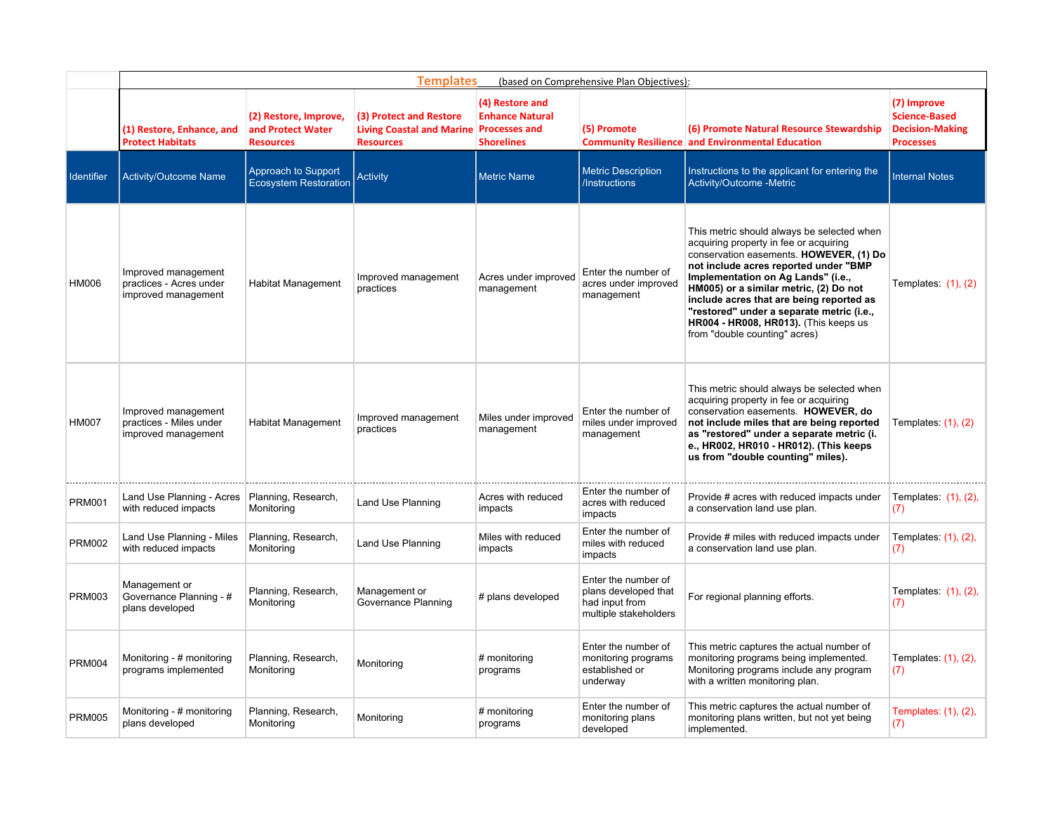| | **Templates** (based on Comprehensive Plan Objectives): | | | | | | |
|---|---|---|---|---|---|---|---|
| | **(1) Restore, Enhance, and Protect Habitats** | **(2) Restore, Improve, and Protect Water Resources** | **(3) Protect and Restore Living Coastal and Marine Resources** | **(4) Restore and Enhance Natural Processes and Shorelines** | **(5) Promote Community Resilience** | **(6) Promote Natural Resource Stewardship and Environmental Education** | **(7) Improve Science-Based Decision-Making Processes** |
| Identifier | Activity/Outcome Name | Approach to Support Ecosystem Restoration | Activity | Metric Name | Metric Description /Instructions | Instructions to the applicant for entering the Activity/Outcome -Metric | Internal Notes |
| HM006 | Improved management practices - Acres under improved management | Habitat Management | Improved management practices | Acres under improved management | Enter the number of acres under improved management | This metric should always be selected when acquiring property in fee or acquiring conservation easements. **HOWEVER, (1) Do not include acres reported under "BMP Implementation on Ag Lands" (i.e., HM005) or a similar metric, (2) Do not include acres that are being reported as "restored" under a separate metric (i.e., HR004 - HR008, HR013).** (This keeps us from "double counting" acres) | Templates: (1), (2) |
| HM007 | Improved management practices - Miles under improved management | Habitat Management | Improved management practices | Miles under improved management | Enter the number of miles under improved management | This metric should always be selected when acquiring property in fee or acquiring conservation easements. **HOWEVER, do not include miles that are being reported as "restored" under a separate metric (i. e., HR002, HR010 - HR012). (This keeps us from "double counting" miles).** | Templates: (1), (2) |
| PRM001 | Land Use Planning - Acres with reduced impacts | Planning, Research, Monitoring | Land Use Planning | Acres with reduced impacts | Enter the number of acres with reduced impacts | Provide # acres with reduced impacts under a conservation land use plan. | Templates: (1), (2), (7) |
| PRM002 | Land Use Planning - Miles with reduced impacts | Planning, Research, Monitoring | Land Use Planning | Miles with reduced impacts | Enter the number of miles with reduced impacts | Provide # miles with reduced impacts under a conservation land use plan. | Templates: (1), (2), (7) |
| PRM003 | Management or Governance Planning - # plans developed | Planning, Research, Monitoring | Management or Governance Planning | # plans developed | Enter the number of plans developed that had input from multiple stakeholders | For regional planning efforts. | Templates: (1), (2), (7) |
| PRM004 | Monitoring - # monitoring programs implemented | Planning, Research, Monitoring | Monitoring | # monitoring programs | Enter the number of monitoring programs established or underway | This metric captures the actual number of monitoring programs being implemented. Monitoring programs include any program with a written monitoring plan. | Templates: (1), (2), (7) |
| PRM005 | Monitoring - # monitoring plans developed | Planning, Research, Monitoring | Monitoring | # monitoring programs | Enter the number of monitoring plans developed | This metric captures the actual number of monitoring plans written, but not yet being implemented. | Templates: (1), (2), (7) |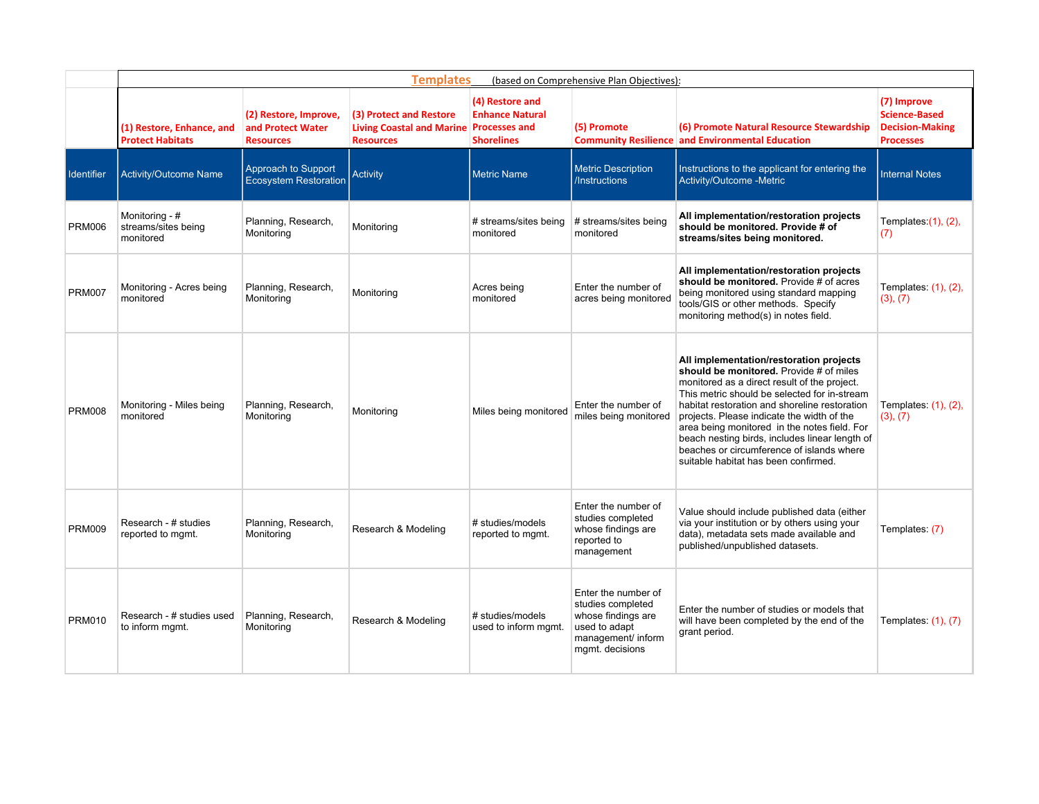| | Templates (based on Comprehensive Plan Objectives): | | | | | | |
|---|---|---|---|---|---|---|---|
| | **(1) Restore, Enhance, and Protect Habitats** | **(2) Restore, Improve, and Protect Water Resources** | **(3) Protect and Restore Living Coastal and Marine Resources** | **(4) Restore and Enhance Natural Processes and Shorelines** | **(5) Promote Community Resilience** | **(6) Promote Natural Resource Stewardship and Environmental Education** | **(7) Improve Science-Based Decision-Making Processes** |
| Identifier | Activity/Outcome Name | Approach to Support Ecosystem Restoration | Activity | Metric Name | Metric Description /Instructions | Instructions to the applicant for entering the Activity/Outcome -Metric | Internal Notes |
| PRM006 | Monitoring - # streams/sites being monitored | Planning, Research, Monitoring | Monitoring | # streams/sites being monitored | # streams/sites being monitored | **All implementation/restoration projects should be monitored. Provide # of streams/sites being monitored.** | Templates:(1), (2), (7) |
| PRM007 | Monitoring - Acres being monitored | Planning, Research, Monitoring | Monitoring | Acres being monitored | Enter the number of acres being monitored | **All implementation/restoration projects should be monitored.** Provide # of acres being monitored using standard mapping tools/GIS or other methods. Specify monitoring method(s) in notes field. | Templates: (1), (2), (3), (7) |
| PRM008 | Monitoring - Miles being monitored | Planning, Research, Monitoring | Monitoring | Miles being monitored | Enter the number of miles being monitored | **All implementation/restoration projects should be monitored.** Provide # of miles monitored as a direct result of the project. This metric should be selected for in-stream habitat restoration and shoreline restoration projects. Please indicate the width of the area being monitored in the notes field. For beach nesting birds, includes linear length of beaches or circumference of islands where suitable habitat has been confirmed. | Templates: (1), (2), (3), (7) |
| PRM009 | Research - # studies reported to mgmt. | Planning, Research, Monitoring | Research & Modeling | # studies/models reported to mgmt. | Enter the number of studies completed whose findings are reported to management | Value should include published data (either via your institution or by others using your data), metadata sets made available and published/unpublished datasets. | Templates: (7) |
| PRM010 | Research - # studies used to inform mgmt. | Planning, Research, Monitoring | Research & Modeling | # studies/models used to inform mgmt. | Enter the number of studies completed whose findings are used to adapt management/ inform mgmt. decisions | Enter the number of studies or models that will have been completed by the end of the grant period. | Templates: (1), (7) |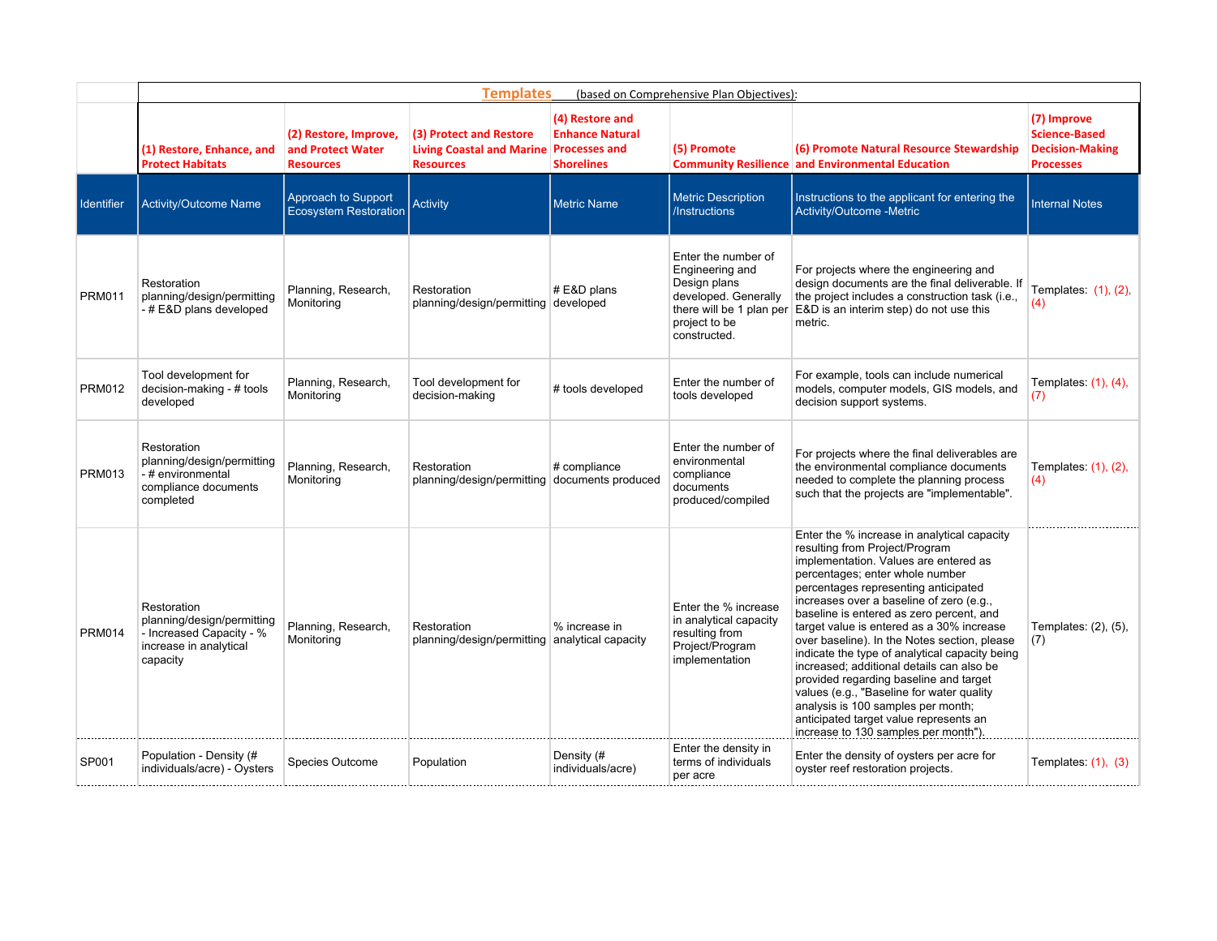| | Templates (based on Comprehensive Plan Objectives): | | | | | | |
|---|---|---|---|---|---|---|---|
| | (1) Restore, Enhance, and Protect Habitats | (2) Restore, Improve, and Protect Water Resources | (3) Protect and Restore Living Coastal and Marine Resources | (4) Restore and Enhance Natural Processes and Shorelines | (5) Promote Community Resilience | (6) Promote Natural Resource Stewardship and Environmental Education | (7) Improve Science-Based Decision-Making Processes |
| Identifier | Activity/Outcome Name | Approach to Support Ecosystem Restoration | Activity | Metric Name | Metric Description /Instructions | Instructions to the applicant for entering the Activity/Outcome -Metric | Internal Notes |
| PRM011 | Restoration planning/design/permitting - # E&D plans developed | Planning, Research, Monitoring | Restoration planning/design/permitting | # E&D plans developed | Enter the number of Engineering and Design plans developed. Generally there will be 1 plan per project to be constructed. | For projects where the engineering and design documents are the final deliverable. If the project includes a construction task (i.e., E&D is an interim step) do not use this metric. | Templates: (1), (2), (4) |
| PRM012 | Tool development for decision-making - # tools developed | Planning, Research, Monitoring | Tool development for decision-making | # tools developed | Enter the number of tools developed | For example, tools can include numerical models, computer models, GIS models, and decision support systems. | Templates: (1), (4), (7) |
| PRM013 | Restoration planning/design/permitting - # environmental compliance documents completed | Planning, Research, Monitoring | Restoration planning/design/permitting | # compliance documents produced | Enter the number of environmental compliance documents produced/compiled | For projects where the final deliverables are the environmental compliance documents needed to complete the planning process such that the projects are "implementable". | Templates: (1), (2), (4) |
| PRM014 | Restoration planning/design/permitting - Increased Capacity - % increase in analytical capacity | Planning, Research, Monitoring | Restoration planning/design/permitting | % increase in analytical capacity | Enter the % increase in analytical capacity resulting from Project/Program implementation | Enter the % increase in analytical capacity resulting from Project/Program implementation. Values are entered as percentages; enter whole number percentages representing anticipated increases over a baseline of zero (e.g., baseline is entered as zero percent, and target value is entered as a 30% increase over baseline). In the Notes section, please indicate the type of analytical capacity being increased; additional details can also be provided regarding baseline and target values (e.g., "Baseline for water quality analysis is 100 samples per month; anticipated target value represents an increase to 130 samples per month"). | Templates: (2), (5), (7) |
| SP001 | Population - Density (# individuals/acre) - Oysters | Species Outcome | Population | Density (# individuals/acre) | Enter the density in terms of individuals per acre | Enter the density of oysters per acre for oyster reef restoration projects. | Templates: (1), (3) |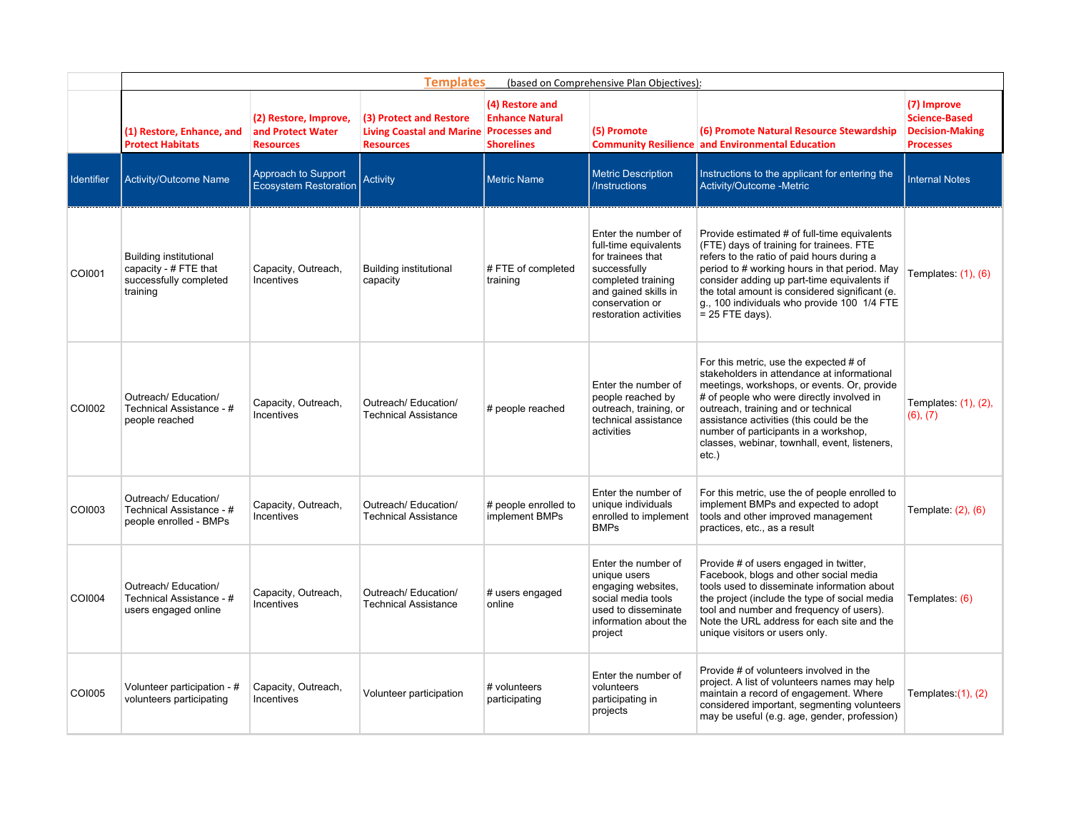| | **Templates** (based on Comprehensive Plan Objectives): | | | | | | |
|---|---|---|---|---|---|---|---|
| | **(1) Restore, Enhance, and Protect Habitats** | **(2) Restore, Improve, and Protect Water Resources** | **(3) Protect and Restore Living Coastal and Marine Resources** | **(4) Restore and Enhance Natural Processes and Shorelines** | **(5) Promote Community Resilience** | **(6) Promote Natural Resource Stewardship and Environmental Education** | **(7) Improve Science-Based Decision-Making Processes** |
| **Identifier** | **Activity/Outcome Name** | **Approach to Support Ecosystem Restoration** | **Activity** | **Metric Name** | **Metric Description /Instructions** | **Instructions to the applicant for entering the Activity/Outcome -Metric** | **Internal Notes** |
| COI001 | Building institutional capacity - # FTE that successfully completed training | Capacity, Outreach, Incentives | Building institutional capacity | # FTE of completed training | Enter the number of full-time equivalents for trainees that successfully completed training and gained skills in conservation or restoration activities | Provide estimated # of full-time equivalents (FTE) days of training for trainees. FTE refers to the ratio of paid hours during a period to # working hours in that period. May consider adding up part-time equivalents if the total amount is considered significant (e. g., 100 individuals who provide 100 1/4 FTE = 25 FTE days). | Templates: (1), (6) |
| COI002 | Outreach/ Education/ Technical Assistance - # people reached | Capacity, Outreach, Incentives | Outreach/ Education/ Technical Assistance | # people reached | Enter the number of people reached by outreach, training, or technical assistance activities | For this metric, use the expected # of stakeholders in attendance at informational meetings, workshops, or events. Or, provide # of people who were directly involved in outreach, training and or technical assistance activities (this could be the number of participants in a workshop, classes, webinar, townhall, event, listeners, etc.) | Templates: (1), (2), (6), (7) |
| COI003 | Outreach/ Education/ Technical Assistance - # people enrolled - BMPs | Capacity, Outreach, Incentives | Outreach/ Education/ Technical Assistance | # people enrolled to implement BMPs | Enter the number of unique individuals enrolled to implement BMPs | For this metric, use the of people enrolled to implement BMPs and expected to adopt tools and other improved management practices, etc., as a result | Template: (2), (6) |
| COI004 | Outreach/ Education/ Technical Assistance - # users engaged online | Capacity, Outreach, Incentives | Outreach/ Education/ Technical Assistance | # users engaged online | Enter the number of unique users engaging websites, social media tools used to disseminate information about the project | Provide # of users engaged in twitter, Facebook, blogs and other social media tools used to disseminate information about the project (include the type of social media tool and number and frequency of users). Note the URL address for each site and the unique visitors or users only. | Templates: (6) |
| COI005 | Volunteer participation - # volunteers participating | Capacity, Outreach, Incentives | Volunteer participation | # volunteers participating | Enter the number of volunteers participating in projects | Provide # of volunteers involved in the project. A list of volunteers names may help maintain a record of engagement. Where considered important, segmenting volunteers may be useful (e.g. age, gender, profession) | Templates:(1), (2) |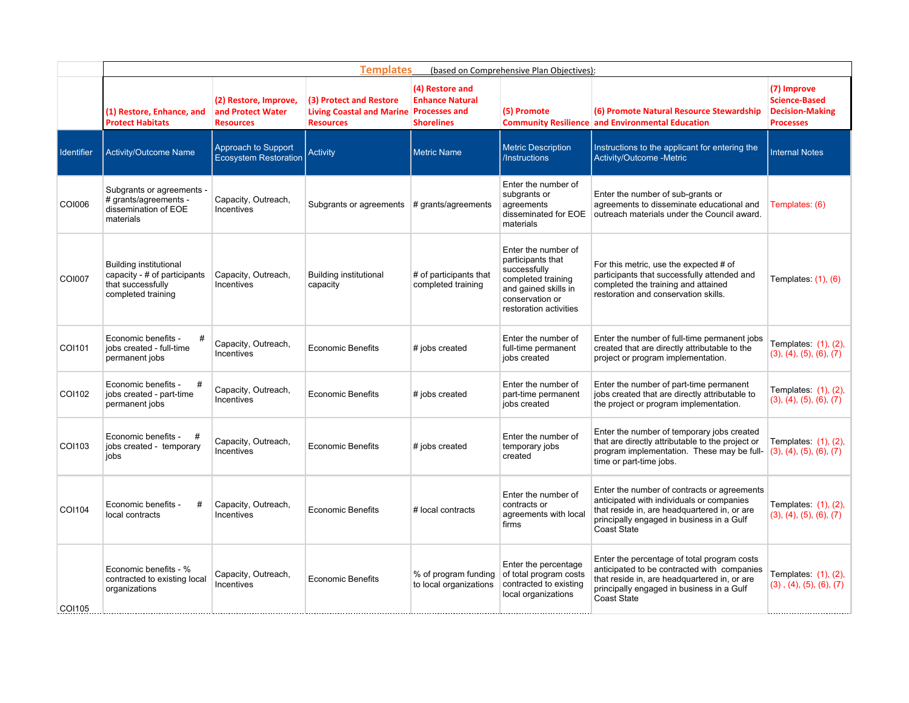| | **Templates** (based on Comprehensive Plan Objectives): | | | | | | |
|---|---|---|---|---|---|---|---|
| | **(1) Restore, Enhance, and Protect Habitats** | **(2) Restore, Improve, and Protect Water Resources** | **(3) Protect and Restore Living Coastal and Marine Resources** | **(4) Restore and Enhance Natural Processes and Shorelines** | **(5) Promote Community Resilience** | **(6) Promote Natural Resource Stewardship and Environmental Education** | **(7) Improve Science-Based Decision-Making Processes** |
| Identifier | Activity/Outcome Name | Approach to Support Ecosystem Restoration | Activity | Metric Name | Metric Description /Instructions | Instructions to the applicant for entering the Activity/Outcome -Metric | Internal Notes |
| COI006 | Subgrants or agreements - # grants/agreements - dissemination of EOE materials | Capacity, Outreach, Incentives | Subgrants or agreements | # grants/agreements | Enter the number of subgrants or agreements disseminated for EOE materials | Enter the number of sub-grants or agreements to disseminate educational and outreach materials under the Council award. | Templates: (6) |
| COI007 | Building institutional capacity - # of participants that successfully completed training | Capacity, Outreach, Incentives | Building institutional capacity | # of participants that completed training | Enter the number of participants that successfully completed training and gained skills in conservation or restoration activities | For this metric, use the expected # of participants that successfully attended and completed the training and attained restoration and conservation skills. | Templates: (1), (6) |
| COI101 | Economic benefits - # jobs created - full-time permanent jobs | Capacity, Outreach, Incentives | Economic Benefits | # jobs created | Enter the number of full-time permanent jobs created | Enter the number of full-time permanent jobs created that are directly attributable to the project or program implementation. | Templates: (1), (2), (3), (4), (5), (6), (7) |
| COI102 | Economic benefits - # jobs created - part-time permanent jobs | Capacity, Outreach, Incentives | Economic Benefits | # jobs created | Enter the number of part-time permanent jobs created | Enter the number of part-time permanent jobs created that are directly attributable to the project or program implementation. | Templates: (1), (2), (3), (4), (5), (6), (7) |
| COI103 | Economic benefits - # jobs created - temporary jobs | Capacity, Outreach, Incentives | Economic Benefits | # jobs created | Enter the number of temporary jobs created | Enter the number of temporary jobs created that are directly attributable to the project or program implementation. These may be full-time or part-time jobs. | Templates: (1), (2), (3), (4), (5), (6), (7) |
| COI104 | Economic benefits - # local contracts | Capacity, Outreach, Incentives | Economic Benefits | # local contracts | Enter the number of contracts or agreements with local firms | Enter the number of contracts or agreements anticipated with individuals or companies that reside in, are headquartered in, or are principally engaged in business in a Gulf Coast State | Templates: (1), (2), (3), (4), (5), (6), (7) |
| COI105 | Economic benefits - % contracted to existing local organizations | Capacity, Outreach, Incentives | Economic Benefits | % of program funding to local organizations | Enter the percentage of total program costs contracted to existing local organizations | Enter the percentage of total program costs anticipated to be contracted with companies that reside in, are headquartered in, or are principally engaged in business in a Gulf Coast State | Templates: (1), (2), (3) , (4), (5), (6), (7) |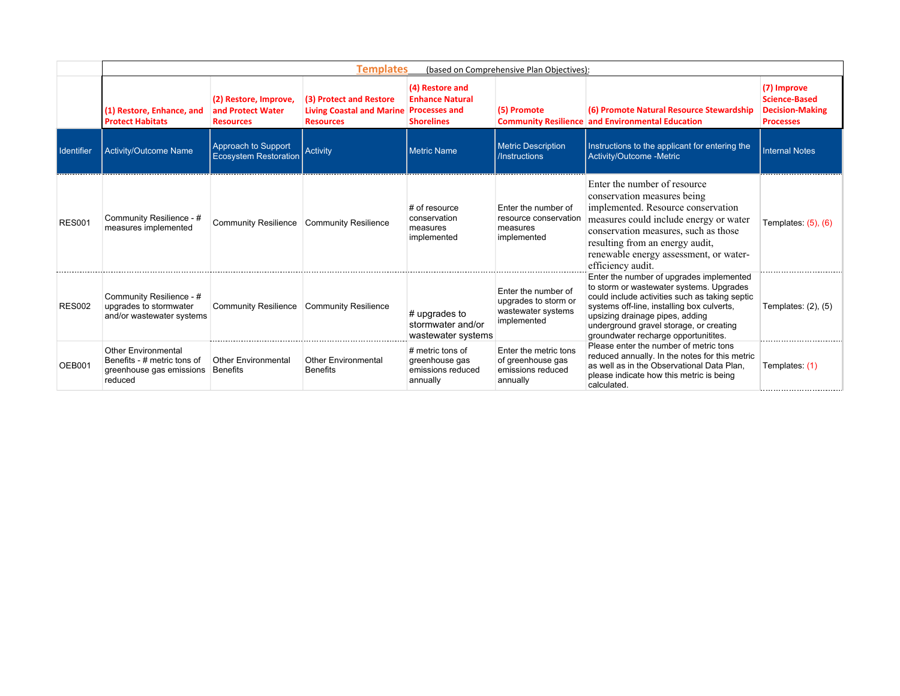| | Templates (based on Comprehensive Plan Objectives): | | | | | | |
|---|---|---|---|---|---|---|---|
| | (1) Restore, Enhance, and Protect Habitats | (2) Restore, Improve, and Protect Water Resources | (3) Protect and Restore Living Coastal and Marine Resources | (4) Restore and Enhance Natural Processes and Shorelines | (5) Promote Community Resilience | (6) Promote Natural Resource Stewardship and Environmental Education | (7) Improve Science-Based Decision-Making Processes |
| Identifier | Activity/Outcome Name | Approach to Support Ecosystem Restoration | Activity | Metric Name | Metric Description /Instructions | Instructions to the applicant for entering the Activity/Outcome -Metric | Internal Notes |
| RES001 | Community Resilience - # measures implemented | Community Resilience | Community Resilience | # of resource conservation measures implemented | Enter the number of resource conservation measures implemented | Enter the number of resource conservation measures being implemented. Resource conservation measures could include energy or water conservation measures, such as those resulting from an energy audit, renewable energy assessment, or water-efficiency audit. | Templates: (5), (6) |
| RES002 | Community Resilience - # upgrades to stormwater and/or wastewater systems | Community Resilience | Community Resilience | # upgrades to stormwater and/or wastewater systems | Enter the number of upgrades to storm or wastewater systems implemented | Enter the number of upgrades implemented to storm or wastewater systems. Upgrades could include activities such as taking septic systems off-line, installing box culverts, upsizing drainage pipes, adding underground gravel storage, or creating groundwater recharge opportunitites. | Templates: (2), (5) |
| OEB001 | Other Environmental Benefits - # metric tons of greenhouse gas emissions reduced | Other Environmental Benefits | Other Environmental Benefits | # metric tons of greenhouse gas emissions reduced annually | Enter the metric tons of greenhouse gas emissions reduced annually | Please enter the number of metric tons reduced annually. In the notes for this metric as well as in the Observational Data Plan, please indicate how this metric is being calculated. | Templates: (1) |